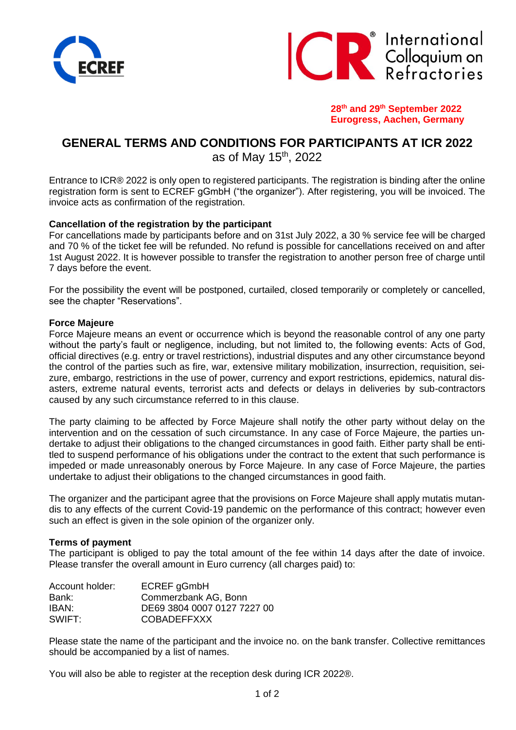ECREF

ICR® International Colloquium on Refractories

**28th and 29th September 2022**
**Eurogress, Aachen, Germany**

# GENERAL TERMS AND CONDITIONS FOR PARTICIPANTS AT ICR 2022

as of May 15th, 2022

Entrance to ICR® 2022 is only open to registered participants. The registration is binding after the online registration form is sent to ECREF gGmbH ("the organizer"). After registering, you will be invoiced. The invoice acts as confirmation of the registration.

**Cancellation of the registration by the participant**

For cancellations made by participants before and on 31st July 2022, a 30 % service fee will be charged and 70 % of the ticket fee will be refunded. No refund is possible for cancellations received on and after 1st August 2022. It is however possible to transfer the registration to another person free of charge until 7 days before the event.

For the possibility the event will be postponed, curtailed, closed temporarily or completely or cancelled, see the chapter "Reservations".

**Force Majeure**

Force Majeure means an event or occurrence which is beyond the reasonable control of any one party without the party's fault or negligence, including, but not limited to, the following events: Acts of God, official directives (e.g. entry or travel restrictions), industrial disputes and any other circumstance beyond the control of the parties such as fire, war, extensive military mobilization, insurrection, requisition, seizure, embargo, restrictions in the use of power, currency and export restrictions, epidemics, natural disasters, extreme natural events, terrorist acts and defects or delays in deliveries by sub-contractors caused by any such circumstance referred to in this clause.

The party claiming to be affected by Force Majeure shall notify the other party without delay on the intervention and on the cessation of such circumstance. In any case of Force Majeure, the parties undertake to adjust their obligations to the changed circumstances in good faith. Either party shall be entitled to suspend performance of his obligations under the contract to the extent that such performance is impeded or made unreasonably onerous by Force Majeure. In any case of Force Majeure, the parties undertake to adjust their obligations to the changed circumstances in good faith.

The organizer and the participant agree that the provisions on Force Majeure shall apply mutatis mutandis to any effects of the current Covid-19 pandemic on the performance of this contract; however even such an effect is given in the sole opinion of the organizer only.

**Terms of payment**

The participant is obliged to pay the total amount of the fee within 14 days after the date of invoice. Please transfer the overall amount in Euro currency (all charges paid) to:

| | |
|---|---|
| Account holder: | ECREF gGmbH |
| Bank: | Commerzbank AG, Bonn |
| IBAN: | DE69 3804 0007 0127 7227 00 |
| SWIFT: | COBADEFFXXX |

Please state the name of the participant and the invoice no. on the bank transfer. Collective remittances should be accompanied by a list of names.

You will also be able to register at the reception desk during ICR 2022®.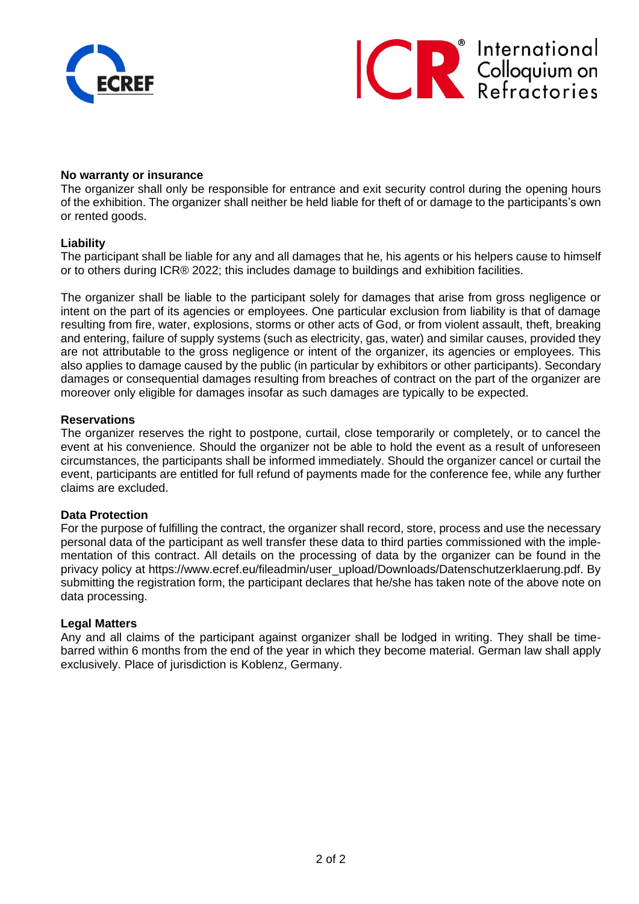**No warranty or insurance**

The organizer shall only be responsible for entrance and exit security control during the opening hours of the exhibition. The organizer shall neither be held liable for theft of or damage to the participants's own or rented goods.

**Liability**

The participant shall be liable for any and all damages that he, his agents or his helpers cause to himself or to others during ICR® 2022; this includes damage to buildings and exhibition facilities.

The organizer shall be liable to the participant solely for damages that arise from gross negligence or intent on the part of its agencies or employees. One particular exclusion from liability is that of damage resulting from fire, water, explosions, storms or other acts of God, or from violent assault, theft, breaking and entering, failure of supply systems (such as electricity, gas, water) and similar causes, provided they are not attributable to the gross negligence or intent of the organizer, its agencies or employees. This also applies to damage caused by the public (in particular by exhibitors or other participants). Secondary damages or consequential damages resulting from breaches of contract on the part of the organizer are moreover only eligible for damages insofar as such damages are typically to be expected.

**Reservations**

The organizer reserves the right to postpone, curtail, close temporarily or completely, or to cancel the event at his convenience. Should the organizer not be able to hold the event as a result of unforeseen circumstances, the participants shall be informed immediately. Should the organizer cancel or curtail the event, participants are entitled for full refund of payments made for the conference fee, while any further claims are excluded.

**Data Protection**

For the purpose of fulfilling the contract, the organizer shall record, store, process and use the necessary personal data of the participant as well transfer these data to third parties commissioned with the implementation of this contract. All details on the processing of data by the organizer can be found in the privacy policy at https://www.ecref.eu/fileadmin/user_upload/Downloads/Datenschutzerklaerung.pdf. By submitting the registration form, the participant declares that he/she has taken note of the above note on data processing.

**Legal Matters**

Any and all claims of the participant against organizer shall be lodged in writing. They shall be time-barred within 6 months from the end of the year in which they become material. German law shall apply exclusively. Place of jurisdiction is Koblenz, Germany.